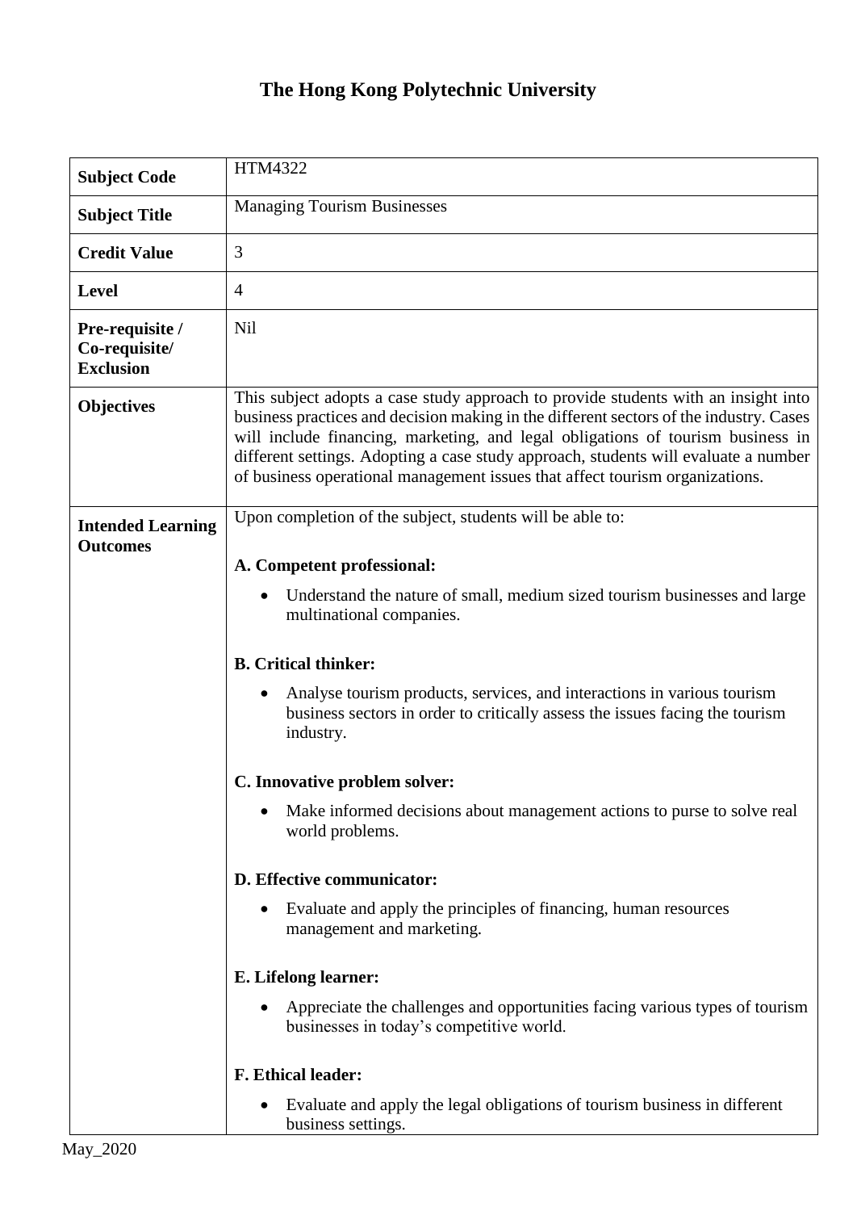# The Hong Kong Polytechnic University

| | |
|---|---|
| **Subject Code** | HTM4322 |
| **Subject Title** | Managing Tourism Businesses |
| **Credit Value** | 3 |
| **Level** | 4 |
| **Pre-requisite / Co-requisite/ Exclusion** | Nil |
| **Objectives** | This subject adopts a case study approach to provide students with an insight into business practices and decision making in the different sectors of the industry. Cases will include financing, marketing, and legal obligations of tourism business in different settings. Adopting a case study approach, students will evaluate a number of business operational management issues that affect tourism organizations. |
| **Intended Learning Outcomes** | Upon completion of the subject, students will be able to:<br><br>**A. Competent professional:**<br>• Understand the nature of small, medium sized tourism businesses and large multinational companies.<br><br>**B. Critical thinker:**<br>• Analyse tourism products, services, and interactions in various tourism business sectors in order to critically assess the issues facing the tourism industry.<br><br>**C. Innovative problem solver:**<br>• Make informed decisions about management actions to purse to solve real world problems.<br><br>**D. Effective communicator:**<br>• Evaluate and apply the principles of financing, human resources management and marketing.<br><br>**E. Lifelong learner:**<br>• Appreciate the challenges and opportunities facing various types of tourism businesses in today's competitive world.<br><br>**F. Ethical leader:**<br>• Evaluate and apply the legal obligations of tourism business in different business settings. |

May_2020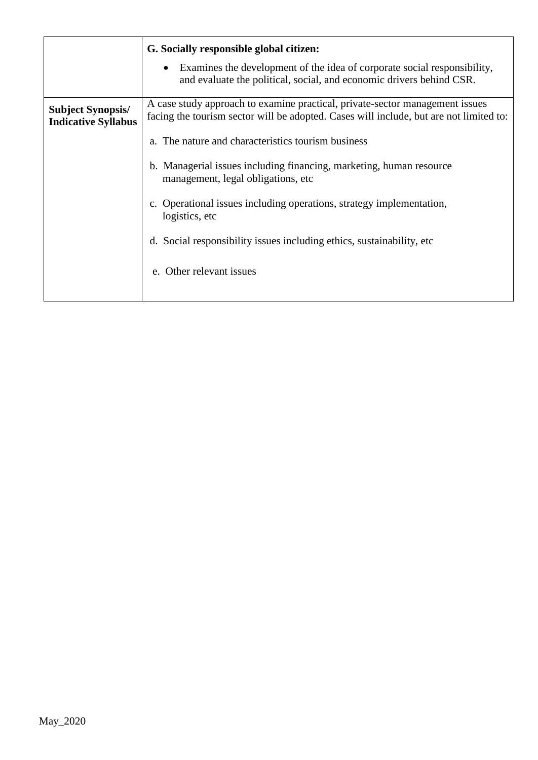| | |
|---|---|
| | **G. Socially responsible global citizen:**<br>• Examines the development of the idea of corporate social responsibility, and evaluate the political, social, and economic drivers behind CSR. |
| **Subject Synopsis/ Indicative Syllabus** | A case study approach to examine practical, private-sector management issues facing the tourism sector will be adopted. Cases will include, but are not limited to:<br>a. The nature and characteristics tourism business<br>b. Managerial issues including financing, marketing, human resource management, legal obligations, etc<br>c. Operational issues including operations, strategy implementation, logistics, etc<br>d. Social responsibility issues including ethics, sustainability, etc<br>e. Other relevant issues |

May_2020